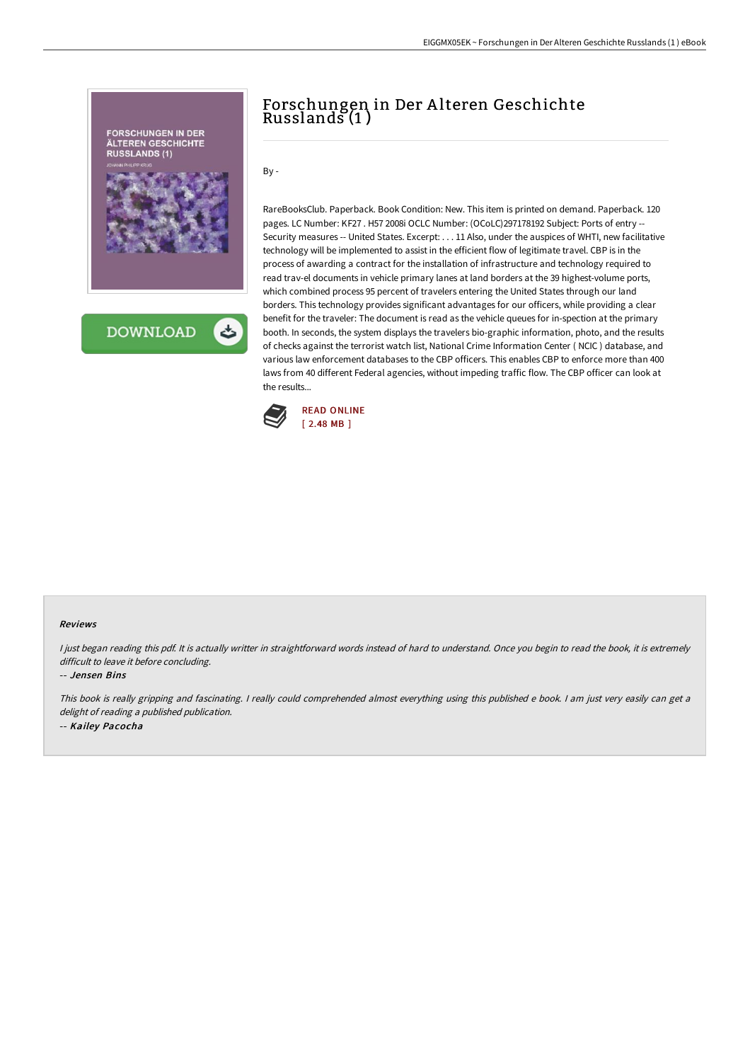# Forschungen in Der Alteren Geschichte Russlands (1 )

By -

RareBooksClub. Paperback. Book Condition: New. This item is printed on demand. Paperback. 120 pages. LC Number: KF27 . H57 2008i OCLC Number: (OCoLC)297178192 Subject: Ports of entry -- Security measures -- United States. Excerpt: . . . 11 Also, under the auspices of WHTI, new facilitative technology will be implemented to assist in the efficient flow of legitimate travel. CBP is in the process of awarding a contract for the installation of infrastructure and technology required to read trav-el documents in vehicle primary lanes at land borders at the 39 highest-volume ports, which combined process 95 percent of travelers entering the United States through our land borders. This technology provides significant advantages for our officers, while providing a clear benefit for the traveler: The document is read as the vehicle queues for in-spection at the primary booth. In seconds, the system displays the travelers bio-graphic information, photo, and the results of checks against the terrorist watch list, National Crime Information Center ( NCIC ) database, and various law enforcement databases to the CBP officers. This enables CBP to enforce more than 400 laws from 40 different Federal agencies, without impeding traffic flow. The CBP officer can look at the results...

READ ONLINE
[ 2.48 MB ]

#### Reviews

*I just began reading this pdf. It is actually writter in straightforward words instead of hard to understand. Once you begin to read the book, it is extremely difficult to leave it before concluding.*

-- *Jensen Bins*

*This book is really gripping and fascinating. I really could comprehended almost everything using this published e book. I am just very easily can get a delight of reading a published publication.*

-- *Kailey Pacocha*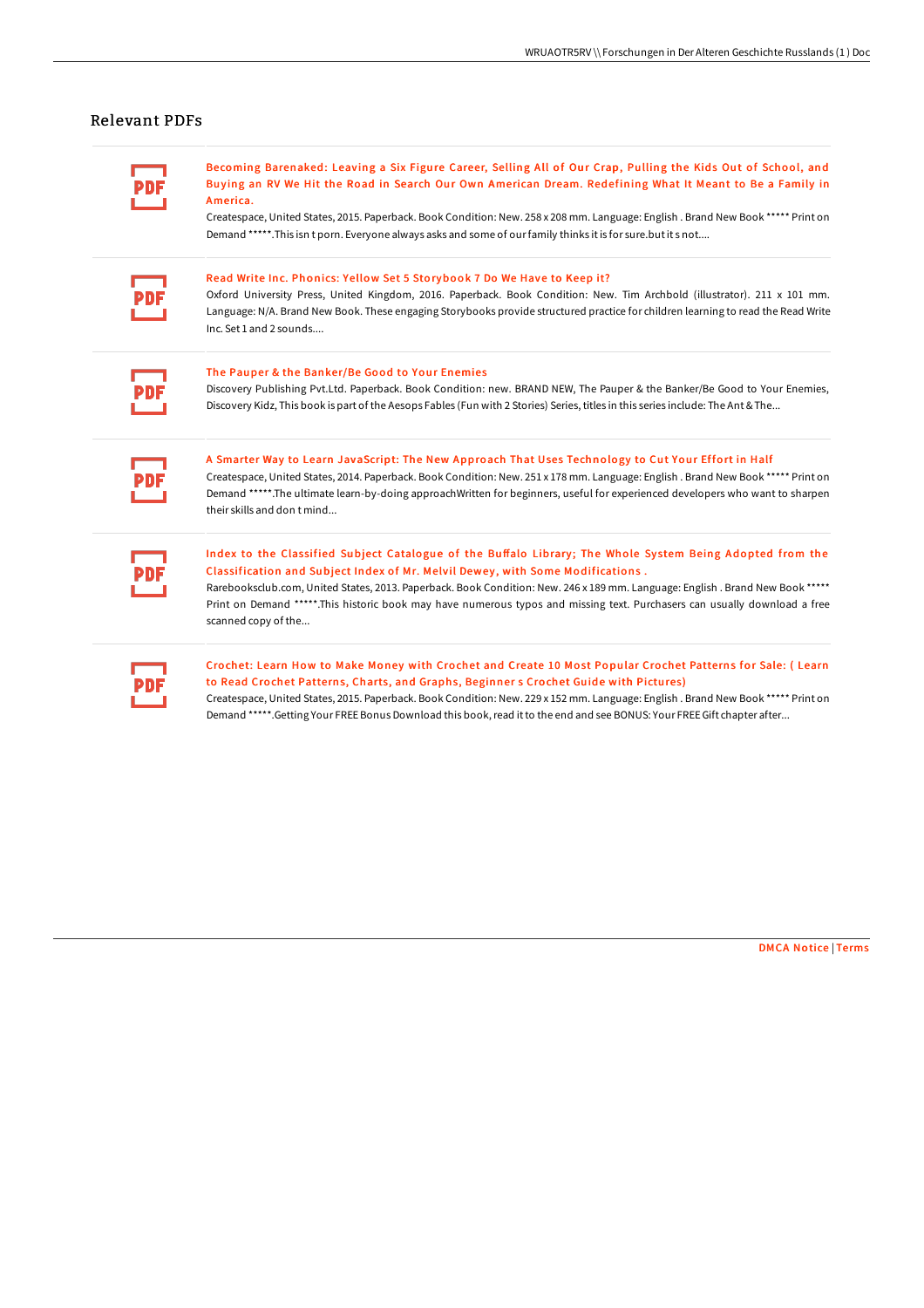## Relevant PDFs

**Becoming Barenaked: Leaving a Six Figure Career, Selling All of Our Crap, Pulling the Kids Out of School, and Buying an RV We Hit the Road in Search Our Own American Dream. Redefining What It Meant to Be a Family in America.**

Createspace, United States, 2015. Paperback. Book Condition: New. 258 x 208 mm. Language: English . Brand New Book ***** Print on Demand *****.This isn t porn. Everyone always asks and some of our family thinks it is for sure.but it s not....

**Read Write Inc. Phonics: Yellow Set 5 Storybook 7 Do We Have to Keep it?**

Oxford University Press, United Kingdom, 2016. Paperback. Book Condition: New. Tim Archbold (illustrator). 211 x 101 mm. Language: N/A. Brand New Book. These engaging Storybooks provide structured practice for children learning to read the Read Write Inc. Set 1 and 2 sounds....

**The Pauper & the Banker/Be Good to Your Enemies**

Discovery Publishing Pvt.Ltd. Paperback. Book Condition: new. BRAND NEW, The Pauper & the Banker/Be Good to Your Enemies, Discovery Kidz, This book is part of the Aesops Fables (Fun with 2 Stories) Series, titles in this series include: The Ant & The...

**A Smarter Way to Learn JavaScript: The New Approach That Uses Technology to Cut Your Effort in Half**

Createspace, United States, 2014. Paperback. Book Condition: New. 251 x 178 mm. Language: English . Brand New Book ***** Print on Demand *****.The ultimate learn-by-doing approachWritten for beginners, useful for experienced developers who want to sharpen their skills and don t mind...

**Index to the Classified Subject Catalogue of the Buffalo Library; The Whole System Being Adopted from the Classification and Subject Index of Mr. Melvil Dewey, with Some Modifications .**

Rarebooksclub.com, United States, 2013. Paperback. Book Condition: New. 246 x 189 mm. Language: English . Brand New Book ***** Print on Demand *****.This historic book may have numerous typos and missing text. Purchasers can usually download a free scanned copy of the...

**Crochet: Learn How to Make Money with Crochet and Create 10 Most Popular Crochet Patterns for Sale: ( Learn to Read Crochet Patterns, Charts, and Graphs, Beginner s Crochet Guide with Pictures)**

Createspace, United States, 2015. Paperback. Book Condition: New. 229 x 152 mm. Language: English . Brand New Book ***** Print on Demand *****.Getting Your FREE Bonus Download this book, read it to the end and see BONUS: Your FREE Gift chapter after...